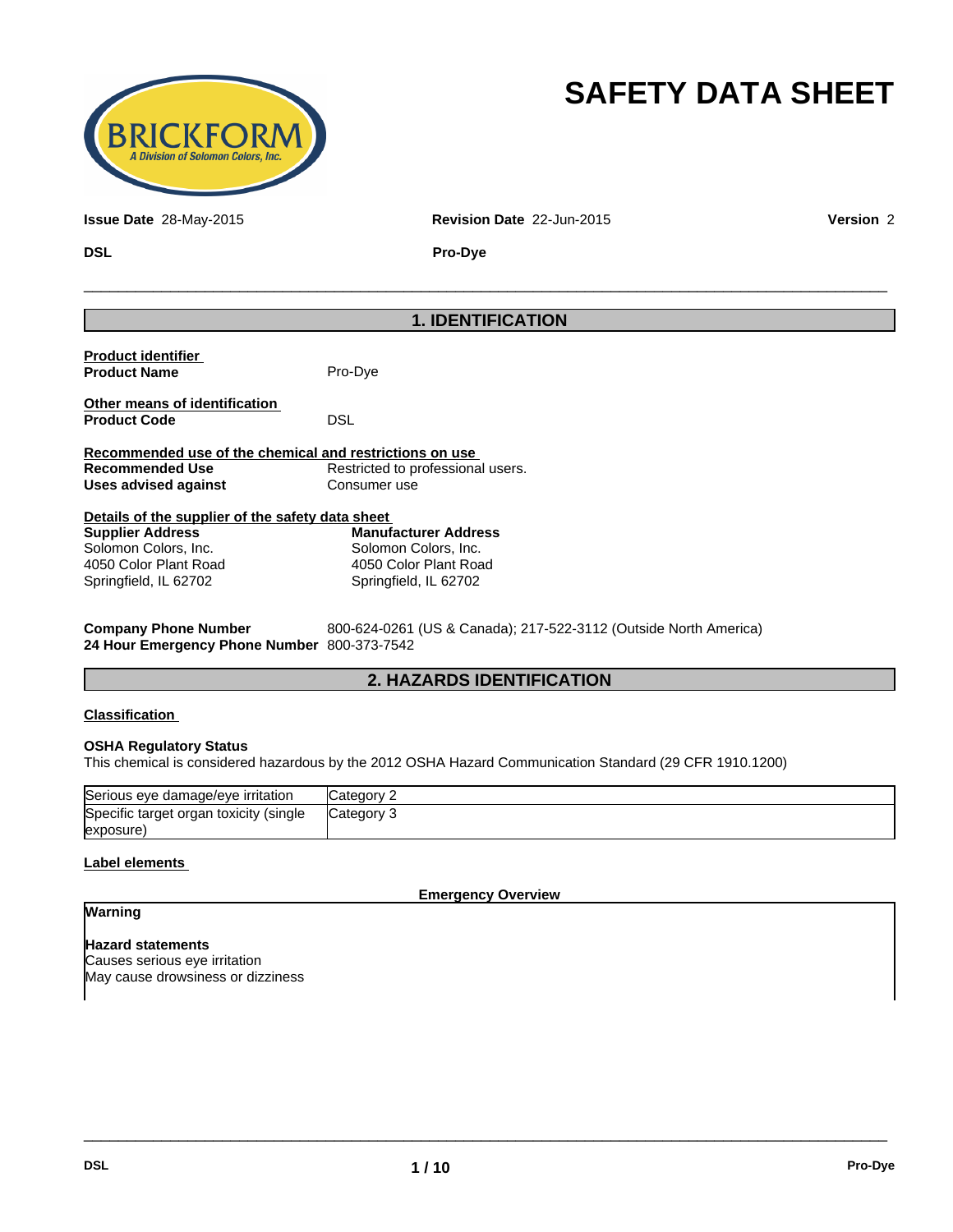# SAFETY DATA SHEET

**Issue Date** 28-May-2015  **Revision Date** 22-Jun-2015  **Version** 2

**DSL**  **Pro-Dye**

## 1. IDENTIFICATION

**Product identifier**

**Product Name** Pro-Dye

**Other means of identification**

**Product Code** DSL

**Recommended use of the chemical and restrictions on use**

**Recommended Use** Restricted to professional users.

**Uses advised against** Consumer use

**Details of the supplier of the safety data sheet**

**Supplier Address**
Solomon Colors, Inc.
4050 Color Plant Road
Springfield, IL 62702

**Manufacturer Address**
Solomon Colors, Inc.
4050 Color Plant Road
Springfield, IL 62702

**Company Phone Number** 800-624-0261 (US & Canada); 217-522-3112 (Outside North America)

**24 Hour Emergency Phone Number** 800-373-7542

## 2. HAZARDS IDENTIFICATION

**Classification**

**OSHA Regulatory Status**

This chemical is considered hazardous by the 2012 OSHA Hazard Communication Standard (29 CFR 1910.1200)

| | |
|---|---|
| Serious eye damage/eye irritation | Category 2 |
| Specific target organ toxicity (single exposure) | Category 3 |

**Label elements**

**Emergency Overview**

**Warning**

**Hazard statements**

Causes serious eye irritation

May cause drowsiness or dizziness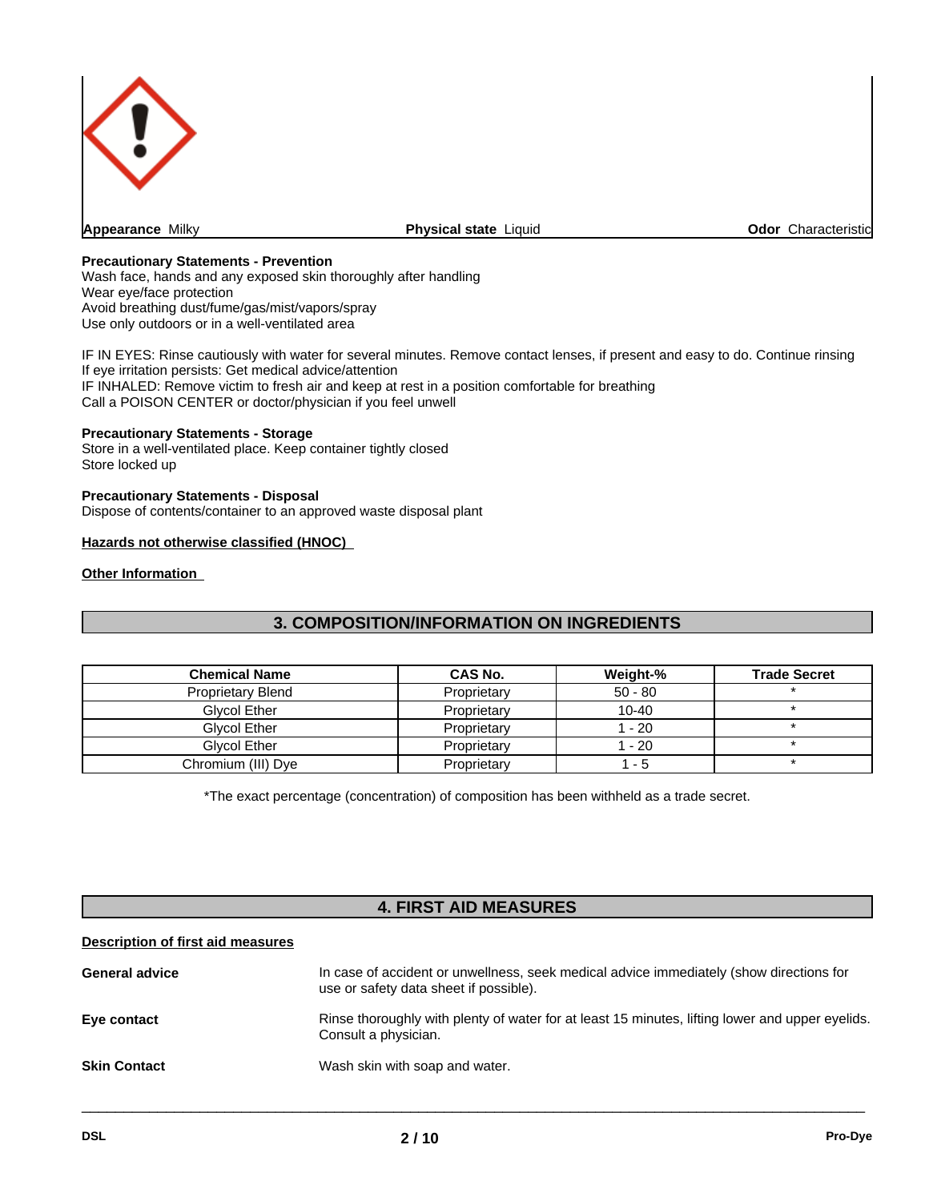**Appearance** Milky | **Physical state** Liquid | **Odor** Characteristic

**Precautionary Statements - Prevention**
Wash face, hands and any exposed skin thoroughly after handling
Wear eye/face protection
Avoid breathing dust/fume/gas/mist/vapors/spray
Use only outdoors or in a well-ventilated area

IF IN EYES: Rinse cautiously with water for several minutes. Remove contact lenses, if present and easy to do. Continue rinsing
If eye irritation persists: Get medical advice/attention
IF INHALED: Remove victim to fresh air and keep at rest in a position comfortable for breathing
Call a POISON CENTER or doctor/physician if you feel unwell

**Precautionary Statements - Storage**
Store in a well-ventilated place. Keep container tightly closed
Store locked up

**Precautionary Statements - Disposal**
Dispose of contents/container to an approved waste disposal plant

**Hazards not otherwise classified (HNOC)**

**Other Information**

## 3. COMPOSITION/INFORMATION ON INGREDIENTS

| Chemical Name | CAS No. | Weight-% | Trade Secret |
|---|---|---|---|
| Proprietary Blend | Proprietary | 50 - 80 | * |
| Glycol Ether | Proprietary | 10-40 | * |
| Glycol Ether | Proprietary | 1 - 20 | * |
| Glycol Ether | Proprietary | 1 - 20 | * |
| Chromium (III) Dye | Proprietary | 1 - 5 | * |

*The exact percentage (concentration) of composition has been withheld as a trade secret.

## 4. FIRST AID MEASURES

**Description of first aid measures**

**General advice** In case of accident or unwellness, seek medical advice immediately (show directions for use or safety data sheet if possible).

**Eye contact** Rinse thoroughly with plenty of water for at least 15 minutes, lifting lower and upper eyelids. Consult a physician.

**Skin Contact** Wash skin with soap and water.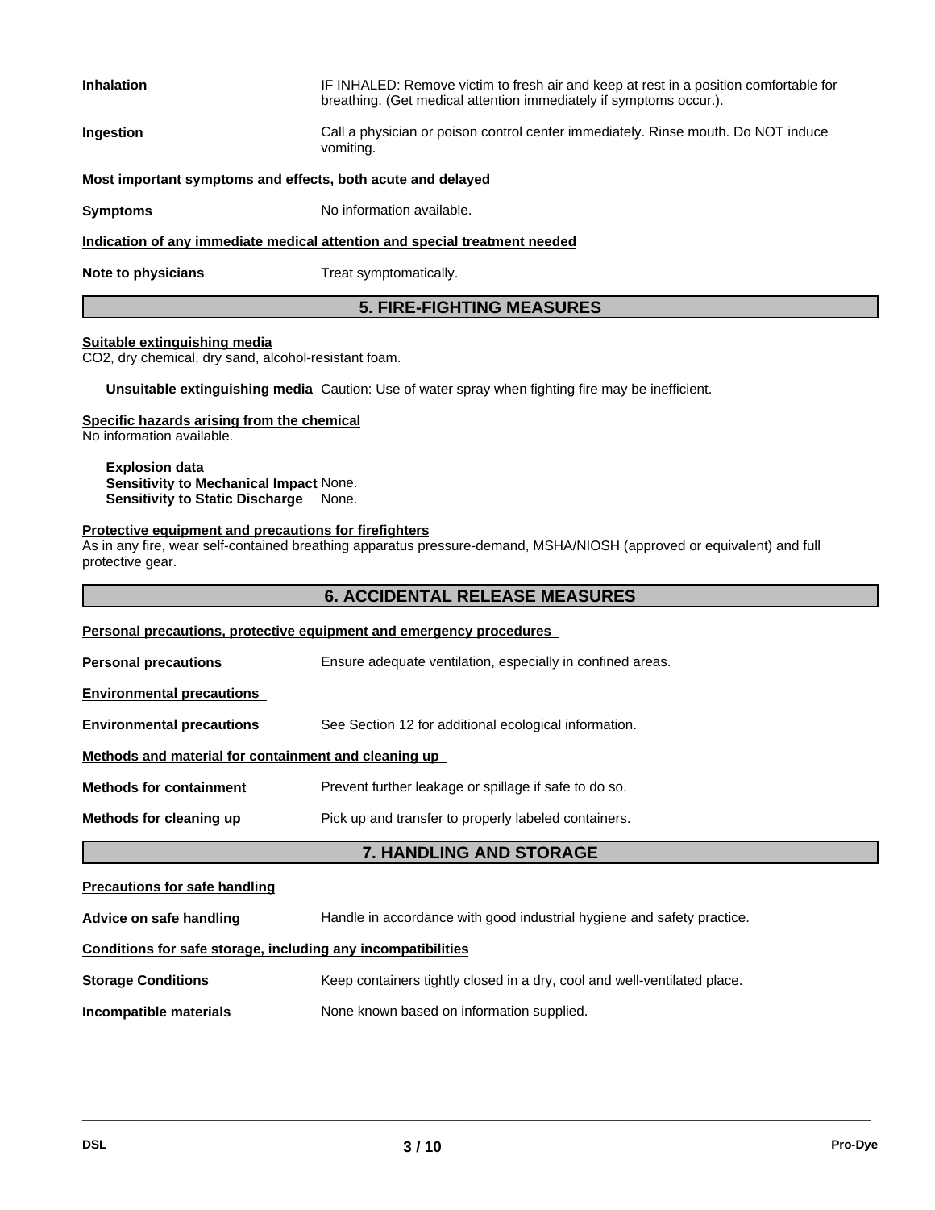**Inhalation** IF INHALED: Remove victim to fresh air and keep at rest in a position comfortable for breathing. (Get medical attention immediately if symptoms occur.).

**Ingestion** Call a physician or poison control center immediately. Rinse mouth. Do NOT induce vomiting.

**Most important symptoms and effects, both acute and delayed**

**Symptoms** No information available.

**Indication of any immediate medical attention and special treatment needed**

**Note to physicians** Treat symptomatically.

## 5. FIRE-FIGHTING MEASURES

**Suitable extinguishing media**

$CO_2$, dry chemical, dry sand, alcohol-resistant foam.

**Unsuitable extinguishing media** Caution: Use of water spray when fighting fire may be inefficient.

**Specific hazards arising from the chemical**

No information available.

**Explosion data**

**Sensitivity to Mechanical Impact** None.

**Sensitivity to Static Discharge** None.

**Protective equipment and precautions for firefighters**

As in any fire, wear self-contained breathing apparatus pressure-demand, MSHA/NIOSH (approved or equivalent) and full protective gear.

## 6. ACCIDENTAL RELEASE MEASURES

**Personal precautions, protective equipment and emergency procedures**

**Personal precautions** Ensure adequate ventilation, especially in confined areas.

**Environmental precautions**

**Environmental precautions** See Section 12 for additional ecological information.

**Methods and material for containment and cleaning up**

**Methods for containment** Prevent further leakage or spillage if safe to do so.

**Methods for cleaning up** Pick up and transfer to properly labeled containers.

## 7. HANDLING AND STORAGE

**Precautions for safe handling**

**Advice on safe handling** Handle in accordance with good industrial hygiene and safety practice.

**Conditions for safe storage, including any incompatibilities**

**Storage Conditions** Keep containers tightly closed in a dry, cool and well-ventilated place.

**Incompatible materials** None known based on information supplied.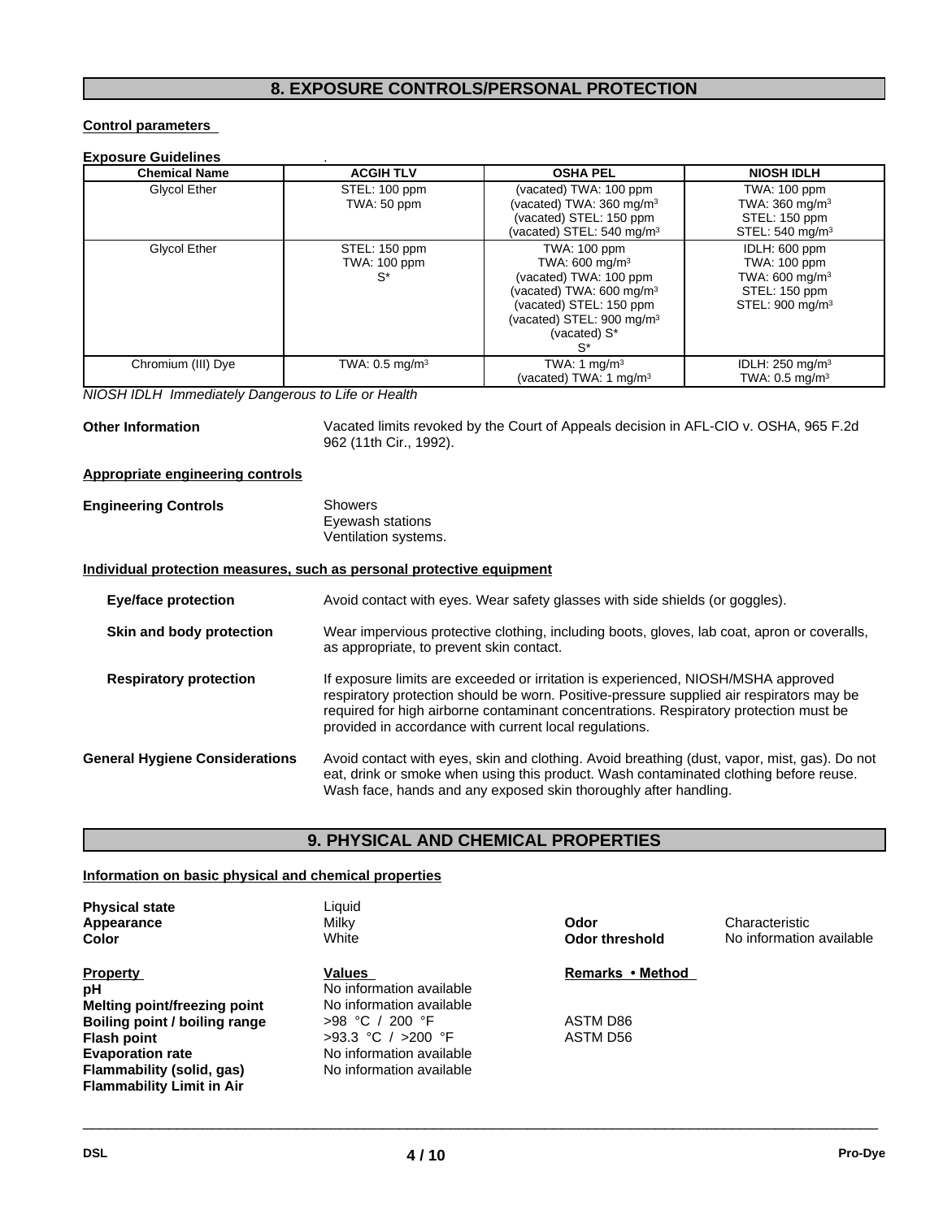## 8. EXPOSURE CONTROLS/PERSONAL PROTECTION

**Control parameters**

**Exposure Guidelines** .

| Chemical Name | ACGIH TLV | OSHA PEL | NIOSH IDLH |
|---|---|---|---|
| Glycol Ether | STEL: 100 ppm<br>TWA: 50 ppm | (vacated) TWA: 100 ppm<br>(vacated) TWA: 360 mg/m³<br>(vacated) STEL: 150 ppm<br>(vacated) STEL: 540 mg/m³ | TWA: 100 ppm<br>TWA: 360 mg/m³<br>STEL: 150 ppm<br>STEL: 540 mg/m³ |
| Glycol Ether | STEL: 150 ppm<br>TWA: 100 ppm<br>S* | TWA: 100 ppm<br>TWA: 600 mg/m³<br>(vacated) TWA: 100 ppm<br>(vacated) TWA: 600 mg/m³<br>(vacated) STEL: 150 ppm<br>(vacated) STEL: 900 mg/m³<br>(vacated) S*<br>S* | IDLH: 600 ppm<br>TWA: 100 ppm<br>TWA: 600 mg/m³<br>STEL: 150 ppm<br>STEL: 900 mg/m³ |
| Chromium (III) Dye | TWA: 0.5 mg/m³ | TWA: 1 mg/m³<br>(vacated) TWA: 1 mg/m³ | IDLH: 250 mg/m³<br>TWA: 0.5 mg/m³ |

*NIOSH IDLH Immediately Dangerous to Life or Health*

**Other Information** Vacated limits revoked by the Court of Appeals decision in AFL-CIO v. OSHA, 965 F.2d 962 (11th Cir., 1992).

**Appropriate engineering controls**

**Engineering Controls**
Showers
Eyewash stations
Ventilation systems.

**Individual protection measures, such as personal protective equipment**

**Eye/face protection** Avoid contact with eyes. Wear safety glasses with side shields (or goggles).

**Skin and body protection** Wear impervious protective clothing, including boots, gloves, lab coat, apron or coveralls, as appropriate, to prevent skin contact.

**Respiratory protection** If exposure limits are exceeded or irritation is experienced, NIOSH/MSHA approved respiratory protection should be worn. Positive-pressure supplied air respirators may be required for high airborne contaminant concentrations. Respiratory protection must be provided in accordance with current local regulations.

**General Hygiene Considerations** Avoid contact with eyes, skin and clothing. Avoid breathing (dust, vapor, mist, gas). Do not eat, drink or smoke when using this product. Wash contaminated clothing before reuse. Wash face, hands and any exposed skin thoroughly after handling.

## 9. PHYSICAL AND CHEMICAL PROPERTIES

**Information on basic physical and chemical properties**

**Physical state** Liquid
**Appearance** Milky
**Color** White
**Odor** Characteristic
**Odor threshold** No information available

| Property | Values | Remarks • Method |
|---|---|---|
| **pH** | No information available | |
| **Melting point/freezing point** | No information available | |
| **Boiling point / boiling range** | >98 °C / 200 °F | ASTM D86 |
| **Flash point** | >93.3 °C / >200 °F | ASTM D56 |
| **Evaporation rate** | No information available | |
| **Flammability (solid, gas)** | No information available | |
| **Flammability Limit in Air** | | |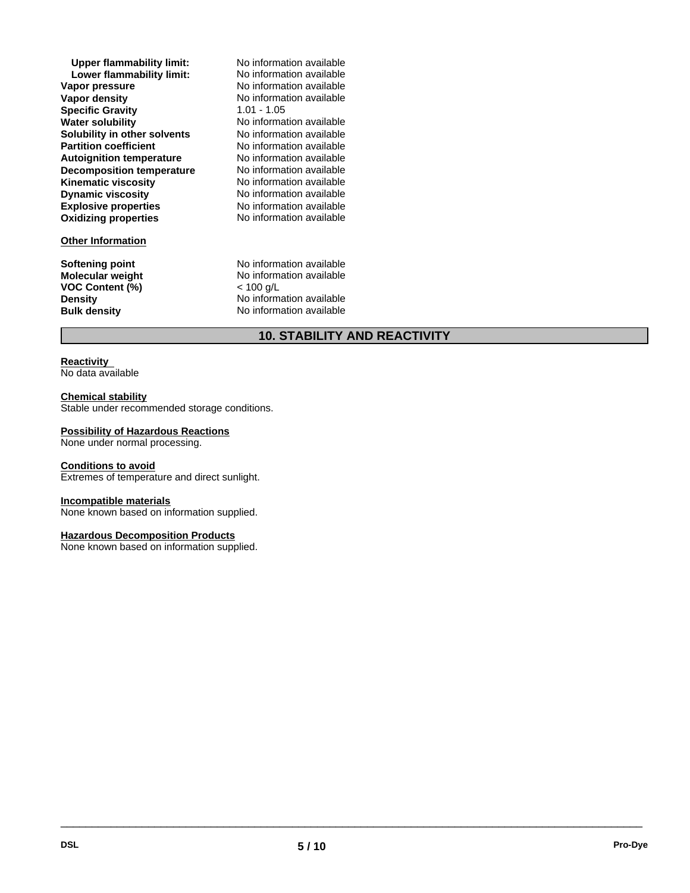| | |
|---|---|
| **Upper flammability limit:** | No information available |
| **Lower flammability limit:** | No information available |
| **Vapor pressure** | No information available |
| **Vapor density** | No information available |
| **Specific Gravity** | 1.01 - 1.05 |
| **Water solubility** | No information available |
| **Solubility in other solvents** | No information available |
| **Partition coefficient** | No information available |
| **Autoignition temperature** | No information available |
| **Decomposition temperature** | No information available |
| **Kinematic viscosity** | No information available |
| **Dynamic viscosity** | No information available |
| **Explosive properties** | No information available |
| **Oxidizing properties** | No information available |

**Other Information**

| | |
|---|---|
| **Softening point** | No information available |
| **Molecular weight** | No information available |
| **VOC Content (%)** | < 100 g/L |
| **Density** | No information available |
| **Bulk density** | No information available |

## 10. STABILITY AND REACTIVITY

**Reactivity**
No data available

**Chemical stability**
Stable under recommended storage conditions.

**Possibility of Hazardous Reactions**
None under normal processing.

**Conditions to avoid**
Extremes of temperature and direct sunlight.

**Incompatible materials**
None known based on information supplied.

**Hazardous Decomposition Products**
None known based on information supplied.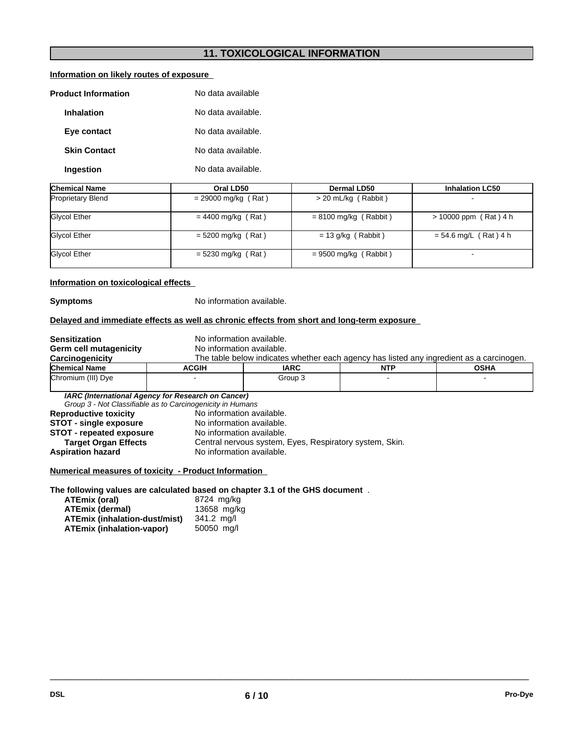## 11. TOXICOLOGICAL INFORMATION

**Information on likely routes of exposure**

**Product Information** No data available

**Inhalation** No data available.

**Eye contact** No data available.

**Skin Contact** No data available.

**Ingestion** No data available.

| Chemical Name | Oral LD50 | Dermal LD50 | Inhalation LC50 |
|---|---|---|---|
| Proprietary Blend | = 29000 mg/kg ( Rat ) | > 20 mL/kg ( Rabbit ) | - |
| Glycol Ether | = 4400 mg/kg ( Rat ) | = 8100 mg/kg ( Rabbit ) | > 10000 ppm ( Rat ) 4 h |
| Glycol Ether | = 5200 mg/kg ( Rat ) | = 13 g/kg ( Rabbit ) | = 54.6 mg/L ( Rat ) 4 h |
| Glycol Ether | = 5230 mg/kg ( Rat ) | = 9500 mg/kg ( Rabbit ) | - |

**Information on toxicological effects**

**Symptoms** No information available.

**Delayed and immediate effects as well as chronic effects from short and long-term exposure**

**Sensitization** No information available.
**Germ cell mutagenicity** No information available.
**Carcinogenicity** The table below indicates whether each agency has listed any ingredient as a carcinogen.

| Chemical Name | ACGIH | IARC | NTP | OSHA |
|---|---|---|---|---|
| Chromium (III) Dye | - | Group 3 | - | - |

***IARC (International Agency for Research on Cancer)***
*Group 3 - Not Classifiable as to Carcinogenicity in Humans*

**Reproductive toxicity** No information available.
**STOT - single exposure** No information available.
**STOT - repeated exposure** No information available.
**Target Organ Effects** Central nervous system, Eyes, Respiratory system, Skin.
**Aspiration hazard** No information available.

**Numerical measures of toxicity - Product Information**

**The following values are calculated based on chapter 3.1 of the GHS document** .

**ATEmix (oral)** 8724 mg/kg
**ATEmix (dermal)** 13658 mg/kg
**ATEmix (inhalation-dust/mist)** 341.2 mg/l
**ATEmix (inhalation-vapor)** 50050 mg/l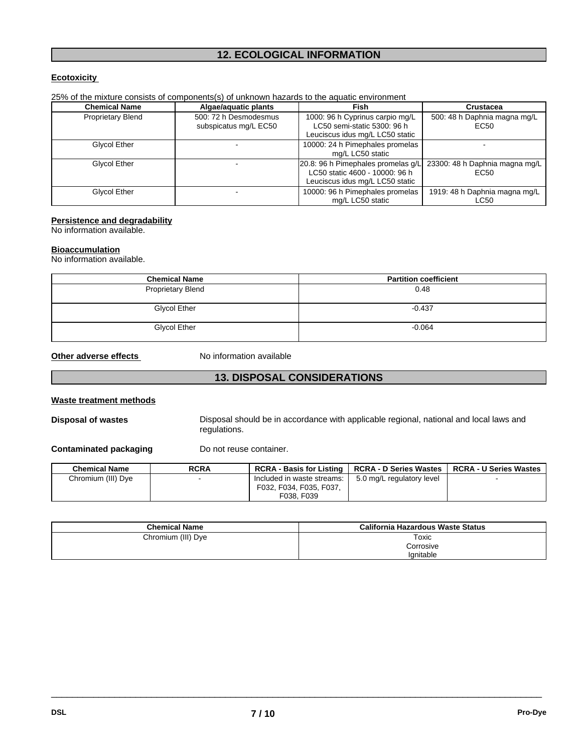## 12. ECOLOGICAL INFORMATION

**Ecotoxicity**

25% of the mixture consists of components(s) of unknown hazards to the aquatic environment

| Chemical Name | Algae/aquatic plants | Fish | Crustacea |
|---|---|---|---|
| Proprietary Blend | 500: 72 h Desmodesmus subspicatus mg/L EC50 | 1000: 96 h Cyprinus carpio mg/L LC50 semi-static 5300: 96 h Leuciscus idus mg/L LC50 static | 500: 48 h Daphnia magna mg/L EC50 |
| Glycol Ether | - | 10000: 24 h Pimephales promelas mg/L LC50 static | - |
| Glycol Ether | - | 20.8: 96 h Pimephales promelas g/L LC50 static 4600 - 10000: 96 h Leuciscus idus mg/L LC50 static | 23300: 48 h Daphnia magna mg/L EC50 |
| Glycol Ether | - | 10000: 96 h Pimephales promelas mg/L LC50 static | 1919: 48 h Daphnia magna mg/L LC50 |

**Persistence and degradability**

No information available.

**Bioaccumulation**

No information available.

| Chemical Name | Partition coefficient |
|---|---|
| Proprietary Blend | 0.48 |
| Glycol Ether | -0.437 |
| Glycol Ether | -0.064 |

**Other adverse effects** No information available

## 13. DISPOSAL CONSIDERATIONS

**Waste treatment methods**

**Disposal of wastes** Disposal should be in accordance with applicable regional, national and local laws and regulations.

**Contaminated packaging** Do not reuse container.

| Chemical Name | RCRA | RCRA - Basis for Listing | RCRA - D Series Wastes | RCRA - U Series Wastes |
|---|---|---|---|---|
| Chromium (III) Dye | - | Included in waste streams: F032, F034, F035, F037, F038, F039 | 5.0 mg/L regulatory level | - |

| Chemical Name | California Hazardous Waste Status |
|---|---|
| Chromium (III) Dye | Toxic<br>Corrosive<br>Ignitable |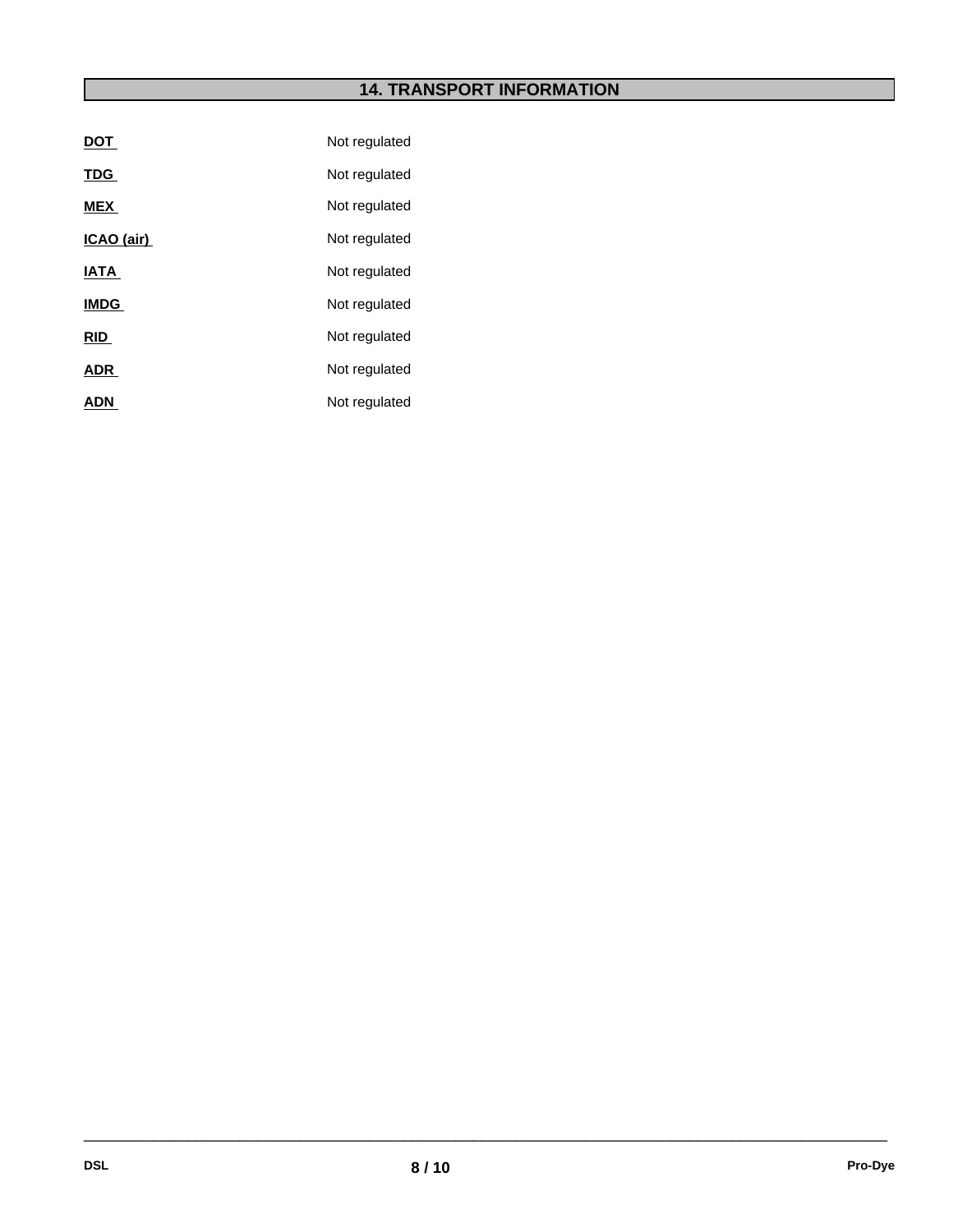## 14. TRANSPORT INFORMATION

**DOT** Not regulated

**TDG** Not regulated

**MEX** Not regulated

**ICAO (air)** Not regulated

**IATA** Not regulated

**IMDG** Not regulated

**RID** Not regulated

**ADR** Not regulated

**ADN** Not regulated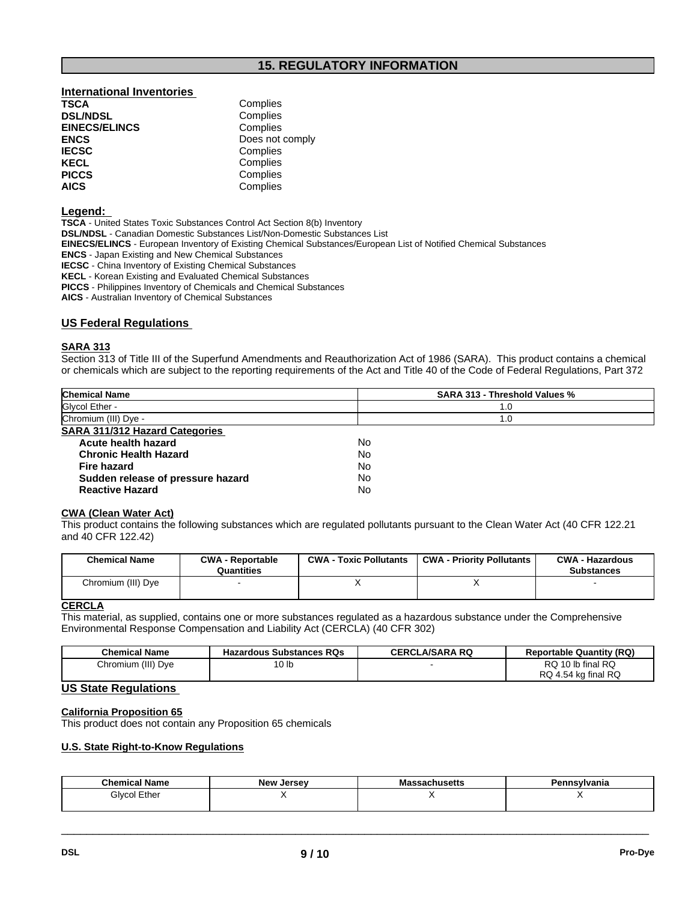## 15. REGULATORY INFORMATION

### International Inventories

| | |
|---|---|
| **TSCA** | Complies |
| **DSL/NDSL** | Complies |
| **EINECS/ELINCS** | Complies |
| **ENCS** | Does not comply |
| **IECSC** | Complies |
| **KECL** | Complies |
| **PICCS** | Complies |
| **AICS** | Complies |

### Legend:

**TSCA** - United States Toxic Substances Control Act Section 8(b) Inventory
**DSL/NDSL** - Canadian Domestic Substances List/Non-Domestic Substances List
**EINECS/ELINCS** - European Inventory of Existing Chemical Substances/European List of Notified Chemical Substances
**ENCS** - Japan Existing and New Chemical Substances
**IECSC** - China Inventory of Existing Chemical Substances
**KECL** - Korean Existing and Evaluated Chemical Substances
**PICCS** - Philippines Inventory of Chemicals and Chemical Substances
**AICS** - Australian Inventory of Chemical Substances

### US Federal Regulations

#### SARA 313

Section 313 of Title III of the Superfund Amendments and Reauthorization Act of 1986 (SARA). This product contains a chemical or chemicals which are subject to the reporting requirements of the Act and Title 40 of the Code of Federal Regulations, Part 372

| Chemical Name | SARA 313 - Threshold Values % |
|---|---|
| Glycol Ether - | 1.0 |
| Chromium (III) Dye - | 1.0 |

#### SARA 311/312 Hazard Categories

| | |
|---|---|
| **Acute health hazard** | No |
| **Chronic Health Hazard** | No |
| **Fire hazard** | No |
| **Sudden release of pressure hazard** | No |
| **Reactive Hazard** | No |

#### CWA (Clean Water Act)

This product contains the following substances which are regulated pollutants pursuant to the Clean Water Act (40 CFR 122.21 and 40 CFR 122.42)

| Chemical Name | CWA - Reportable Quantities | CWA - Toxic Pollutants | CWA - Priority Pollutants | CWA - Hazardous Substances |
|---|---|---|---|---|
| Chromium (III) Dye | - | X | X | - |

#### CERCLA

This material, as supplied, contains one or more substances regulated as a hazardous substance under the Comprehensive Environmental Response Compensation and Liability Act (CERCLA) (40 CFR 302)

| Chemical Name | Hazardous Substances RQs | CERCLA/SARA RQ | Reportable Quantity (RQ) |
|---|---|---|---|
| Chromium (III) Dye | 10 lb | - | RQ 10 lb final RQ<br>RQ 4.54 kg final RQ |

### US State Regulations

#### California Proposition 65

This product does not contain any Proposition 65 chemicals

#### U.S. State Right-to-Know Regulations

| Chemical Name | New Jersey | Massachusetts | Pennsylvania |
|---|---|---|---|
| Glycol Ether | X | X | X |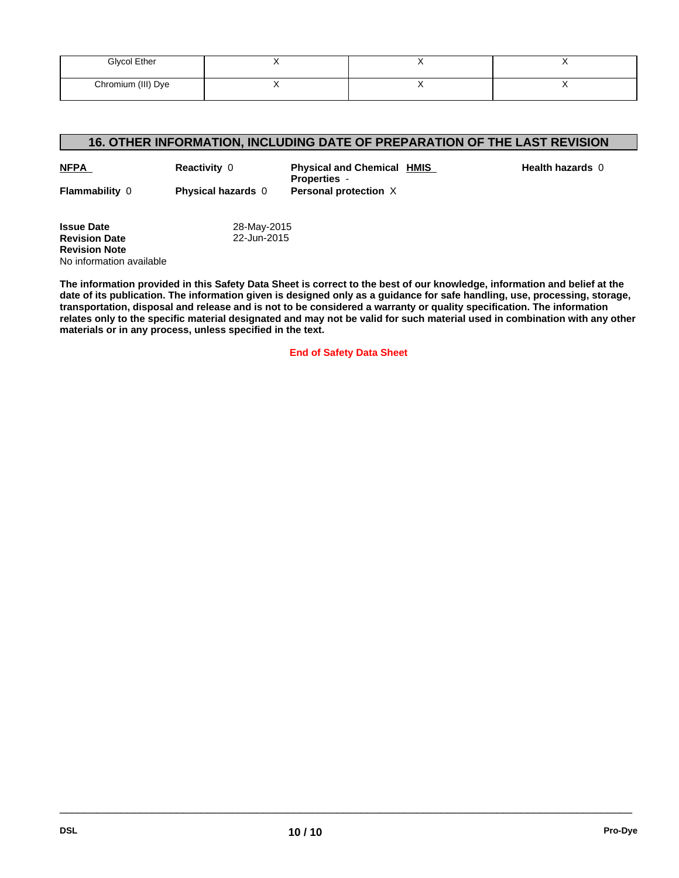| | | | |
|---|---|---|---|
| Glycol Ether | X | X | X |
| Chromium (III) Dye | X | X | X |

## 16. OTHER INFORMATION, INCLUDING DATE OF PREPARATION OF THE LAST REVISION

**NFPA**
**Reactivity** 0
**Physical and Chemical Properties** -
**HMIS**
**Health hazards** 0
**Flammability** 0
**Physical hazards** 0
**Personal protection** X

**Issue Date** 28-May-2015
**Revision Date** 22-Jun-2015
**Revision Note**
No information available

**The information provided in this Safety Data Sheet is correct to the best of our knowledge, information and belief at the date of its publication. The information given is designed only as a guidance for safe handling, use, processing, storage, transportation, disposal and release and is not to be considered a warranty or quality specification. The information relates only to the specific material designated and may not be valid for such material used in combination with any other materials or in any process, unless specified in the text.**

**End of Safety Data Sheet**